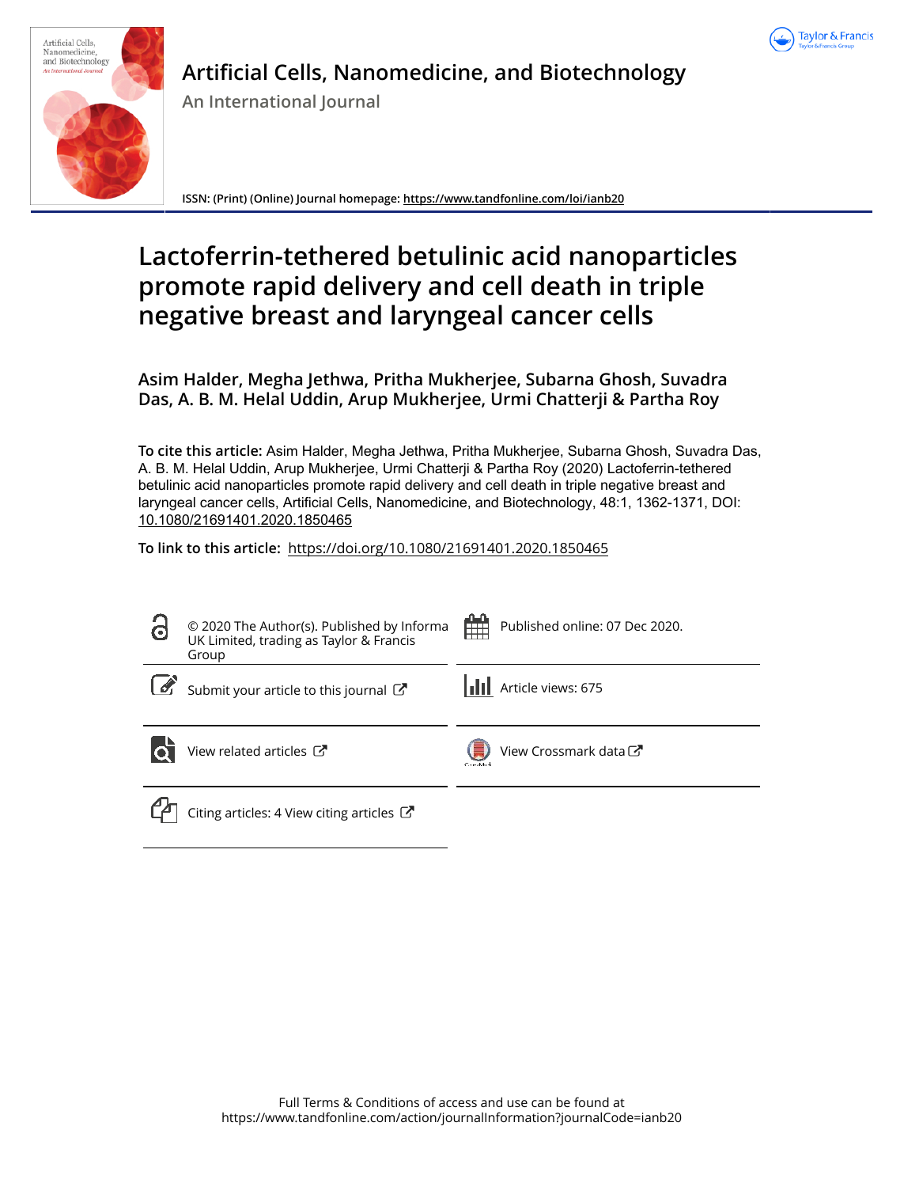# Artificial Cells, Nanomedicine, and Biotechnology

An International Journal

ISSN: (Print) (Online) Journal homepage: https://www.tandfonline.com/loi/ianb20

# Lactoferrin-tethered betulinic acid nanoparticles promote rapid delivery and cell death in triple negative breast and laryngeal cancer cells

**Asim Halder, Megha Jethwa, Pritha Mukherjee, Subarna Ghosh, Suvadra Das, A. B. M. Helal Uddin, Arup Mukherjee, Urmi Chatterji & Partha Roy**

**To cite this article:** Asim Halder, Megha Jethwa, Pritha Mukherjee, Subarna Ghosh, Suvadra Das, A. B. M. Helal Uddin, Arup Mukherjee, Urmi Chatterji & Partha Roy (2020) Lactoferrin-tethered betulinic acid nanoparticles promote rapid delivery and cell death in triple negative breast and laryngeal cancer cells, Artificial Cells, Nanomedicine, and Biotechnology, 48:1, 1362-1371, DOI: 10.1080/21691401.2020.1850465

**To link to this article:** https://doi.org/10.1080/21691401.2020.1850465

© 2020 The Author(s). Published by Informa UK Limited, trading as Taylor & Francis Group

Published online: 07 Dec 2020.

Submit your article to this journal

Article views: 675

View related articles

View Crossmark data

Citing articles: 4 View citing articles

Full Terms & Conditions of access and use can be found at https://www.tandfonline.com/action/journalInformation?journalCode=ianb20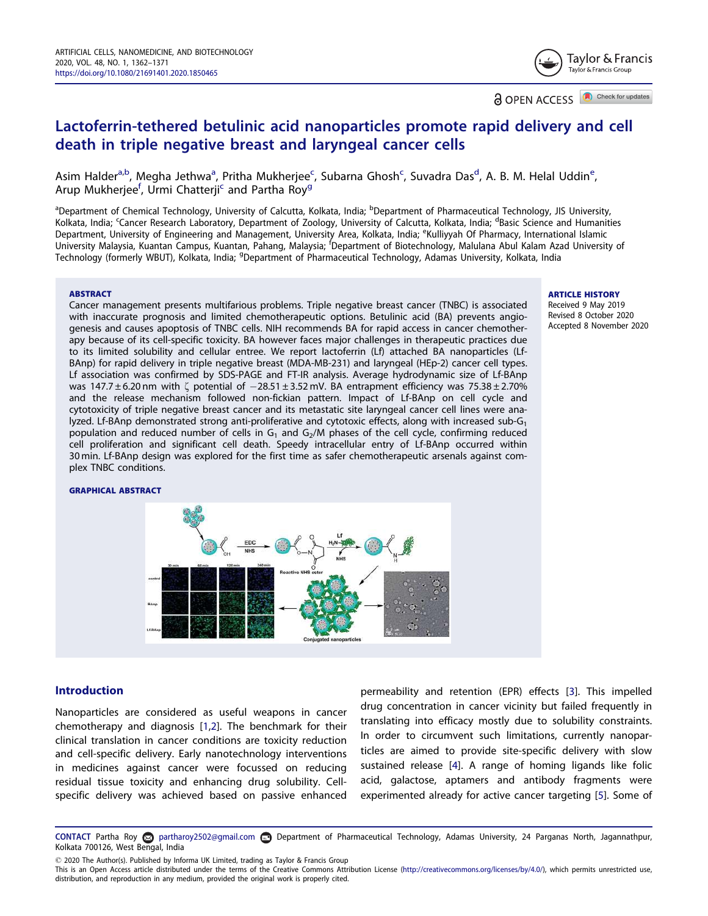# Lactoferrin-tethered betulinic acid nanoparticles promote rapid delivery and cell death in triple negative breast and laryngeal cancer cells

Asim Halder[a,b], Megha Jethwa[a], Pritha Mukherjee[c], Subarna Ghosh[c], Suvadra Das[d], A. B. M. Helal Uddin[e], Arup Mukherjee[f], Urmi Chatterji[c] and Partha Roy[g]

[a]Department of Chemical Technology, University of Calcutta, Kolkata, India; [b]Department of Pharmaceutical Technology, JIS University, Kolkata, India; [c]Cancer Research Laboratory, Department of Zoology, University of Calcutta, Kolkata, India; [d]Basic Science and Humanities Department, University of Engineering and Management, University Area, Kolkata, India; [e]Kulliyyah Of Pharmacy, International Islamic University Malaysia, Kuantan Campus, Kuantan, Pahang, Malaysia; [f]Department of Biotechnology, Malulana Abul Kalam Azad University of Technology (formerly WBUT), Kolkata, India; [g]Department of Pharmaceutical Technology, Adamas University, Kolkata, India

### ABSTRACT

Cancer management presents multifarious problems. Triple negative breast cancer (TNBC) is associated with inaccurate prognosis and limited chemotherapeutic options. Betulinic acid (BA) prevents angiogenesis and causes apoptosis of TNBC cells. NIH recommends BA for rapid access in cancer chemotherapy because of its cell-specific toxicity. BA however faces major challenges in therapeutic practices due to its limited solubility and cellular entree. We report lactoferrin (Lf) attached BA nanoparticles (Lf-BAnp) for rapid delivery in triple negative breast (MDA-MB-231) and laryngeal (HEp-2) cancer cell types. Lf association was confirmed by SDS-PAGE and FT-IR analysis. Average hydrodynamic size of Lf-BAnp was 147.7 ± 6.20 nm with ζ potential of −28.51 ± 3.52 mV. BA entrapment efficiency was 75.38 ± 2.70% and the release mechanism followed non-fickian pattern. Impact of Lf-BAnp on cell cycle and cytotoxicity of triple negative breast cancer and its metastatic site laryngeal cancer cell lines were analyzed. Lf-BAnp demonstrated strong anti-proliferative and cytotoxic effects, along with increased sub-$G_1$ population and reduced number of cells in $G_1$ and $G_2$/M phases of the cell cycle, confirming reduced cell proliferation and significant cell death. Speedy intracellular entry of Lf-BAnp occurred within 30 min. Lf-BAnp design was explored for the first time as safer chemotherapeutic arsenals against complex TNBC conditions.

### ARTICLE HISTORY

Received 9 May 2019
Revised 8 October 2020
Accepted 8 November 2020

### GRAPHICAL ABSTRACT

## Introduction

Nanoparticles are considered as useful weapons in cancer chemotherapy and diagnosis [1,2]. The benchmark for their clinical translation in cancer conditions are toxicity reduction and cell-specific delivery. Early nanotechnology interventions in medicines against cancer were focussed on reducing residual tissue toxicity and enhancing drug solubility. Cell-specific delivery was achieved based on passive enhanced permeability and retention (EPR) effects [3]. This impelled drug concentration in cancer vicinity but failed frequently in translating into efficacy mostly due to solubility constraints. In order to circumvent such limitations, currently nanoparticles are aimed to provide site-specific delivery with slow sustained release [4]. A range of homing ligands like folic acid, galactose, aptamers and antibody fragments were experimented already for active cancer targeting [5]. Some of

**CONTACT** Partha Roy partharoy2502@gmail.com Department of Pharmaceutical Technology, Adamas University, 24 Parganas North, Jagannathpur, Kolkata 700126, West Bengal, India

© 2020 The Author(s). Published by Informa UK Limited, trading as Taylor & Francis Group
This is an Open Access article distributed under the terms of the Creative Commons Attribution License (http://creativecommons.org/licenses/by/4.0/), which permits unrestricted use, distribution, and reproduction in any medium, provided the original work is properly cited.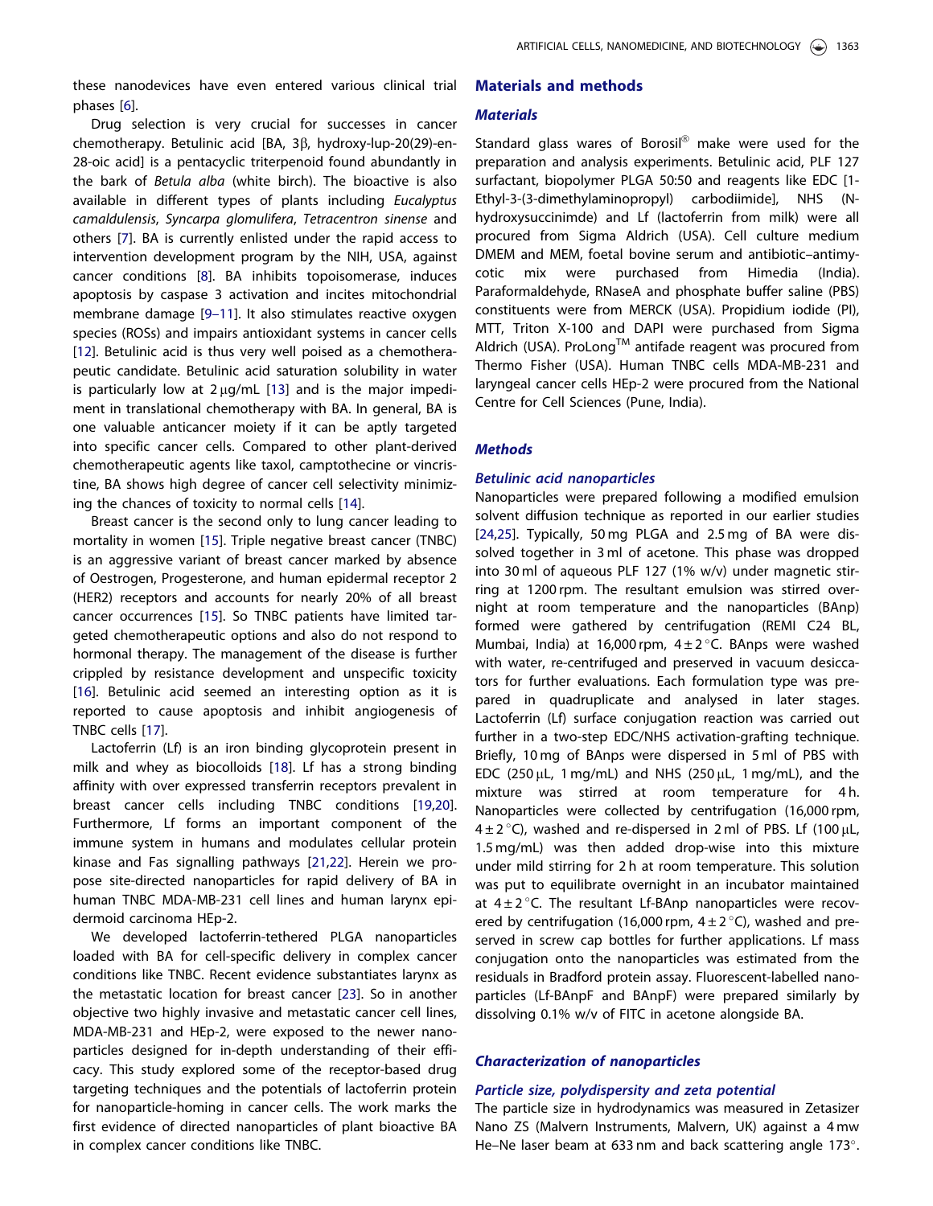these nanodevices have even entered various clinical trial phases [6].

Drug selection is very crucial for successes in cancer chemotherapy. Betulinic acid [BA, 3β, hydroxy-lup-20(29)-en-28-oic acid] is a pentacyclic triterpenoid found abundantly in the bark of *Betula alba* (white birch). The bioactive is also available in different types of plants including *Eucalyptus camaldulensis*, *Syncarpa glomulifera*, *Tetracentron sinense* and others [7]. BA is currently enlisted under the rapid access to intervention development program by the NIH, USA, against cancer conditions [8]. BA inhibits topoisomerase, induces apoptosis by caspase 3 activation and incites mitochondrial membrane damage [9–11]. It also stimulates reactive oxygen species (ROSs) and impairs antioxidant systems in cancer cells [12]. Betulinic acid is thus very well poised as a chemotherapeutic candidate. Betulinic acid saturation solubility in water is particularly low at 2 μg/mL [13] and is the major impediment in translational chemotherapy with BA. In general, BA is one valuable anticancer moiety if it can be aptly targeted into specific cancer cells. Compared to other plant-derived chemotherapeutic agents like taxol, camptothecine or vincristine, BA shows high degree of cancer cell selectivity minimizing the chances of toxicity to normal cells [14].

Breast cancer is the second only to lung cancer leading to mortality in women [15]. Triple negative breast cancer (TNBC) is an aggressive variant of breast cancer marked by absence of Oestrogen, Progesterone, and human epidermal receptor 2 (HER2) receptors and accounts for nearly 20% of all breast cancer occurrences [15]. So TNBC patients have limited targeted chemotherapeutic options and also do not respond to hormonal therapy. The management of the disease is further crippled by resistance development and unspecific toxicity [16]. Betulinic acid seemed an interesting option as it is reported to cause apoptosis and inhibit angiogenesis of TNBC cells [17].

Lactoferrin (Lf) is an iron binding glycoprotein present in milk and whey as biocolloids [18]. Lf has a strong binding affinity with over expressed transferrin receptors prevalent in breast cancer cells including TNBC conditions [19,20]. Furthermore, Lf forms an important component of the immune system in humans and modulates cellular protein kinase and Fas signalling pathways [21,22]. Herein we propose site-directed nanoparticles for rapid delivery of BA in human TNBC MDA-MB-231 cell lines and human larynx epidermoid carcinoma HEp-2.

We developed lactoferrin-tethered PLGA nanoparticles loaded with BA for cell-specific delivery in complex cancer conditions like TNBC. Recent evidence substantiates larynx as the metastatic location for breast cancer [23]. So in another objective two highly invasive and metastatic cancer cell lines, MDA-MB-231 and HEp-2, were exposed to the newer nanoparticles designed for in-depth understanding of their efficacy. This study explored some of the receptor-based drug targeting techniques and the potentials of lactoferrin protein for nanoparticle-homing in cancer cells. The work marks the first evidence of directed nanoparticles of plant bioactive BA in complex cancer conditions like TNBC.

## Materials and methods

### Materials

Standard glass wares of Borosil® make were used for the preparation and analysis experiments. Betulinic acid, PLF 127 surfactant, biopolymer PLGA 50:50 and reagents like EDC [1-Ethyl-3-(3-dimethylaminopropyl) carbodiimide], NHS (N-hydroxysuccinimde) and Lf (lactoferrin from milk) were all procured from Sigma Aldrich (USA). Cell culture medium DMEM and MEM, foetal bovine serum and antibiotic–antimycotic mix were purchased from Himedia (India). Paraformaldehyde, RNaseA and phosphate buffer saline (PBS) constituents were from MERCK (USA). Propidium iodide (PI), MTT, Triton X-100 and DAPI were purchased from Sigma Aldrich (USA). ProLong™ antifade reagent was procured from Thermo Fisher (USA). Human TNBC cells MDA-MB-231 and laryngeal cancer cells HEp-2 were procured from the National Centre for Cell Sciences (Pune, India).

### Methods

#### Betulinic acid nanoparticles

Nanoparticles were prepared following a modified emulsion solvent diffusion technique as reported in our earlier studies [24,25]. Typically, 50 mg PLGA and 2.5 mg of BA were dissolved together in 3 ml of acetone. This phase was dropped into 30 ml of aqueous PLF 127 (1% w/v) under magnetic stirring at 1200 rpm. The resultant emulsion was stirred overnight at room temperature and the nanoparticles (BAnp) formed were gathered by centrifugation (REMI C24 BL, Mumbai, India) at 16,000 rpm, 4 ± 2 °C. BAnps were washed with water, re-centrifuged and preserved in vacuum desiccators for further evaluations. Each formulation type was prepared in quadruplicate and analysed in later stages. Lactoferrin (Lf) surface conjugation reaction was carried out further in a two-step EDC/NHS activation-grafting technique. Briefly, 10 mg of BAnps were dispersed in 5 ml of PBS with EDC (250 μL, 1 mg/mL) and NHS (250 μL, 1 mg/mL), and the mixture was stirred at room temperature for 4 h. Nanoparticles were collected by centrifugation (16,000 rpm, 4 ± 2 °C), washed and re-dispersed in 2 ml of PBS. Lf (100 μL, 1.5 mg/mL) was then added drop-wise into this mixture under mild stirring for 2 h at room temperature. This solution was put to equilibrate overnight in an incubator maintained at 4 ± 2 °C. The resultant Lf-BAnp nanoparticles were recovered by centrifugation (16,000 rpm, 4 ± 2 °C), washed and preserved in screw cap bottles for further applications. Lf mass conjugation onto the nanoparticles was estimated from the residuals in Bradford protein assay. Fluorescent-labelled nanoparticles (Lf-BAnpF and BAnpF) were prepared similarly by dissolving 0.1% w/v of FITC in acetone alongside BA.

### Characterization of nanoparticles

#### Particle size, polydispersity and zeta potential

The particle size in hydrodynamics was measured in Zetasizer Nano ZS (Malvern Instruments, Malvern, UK) against a 4 mw He–Ne laser beam at 633 nm and back scattering angle 173°.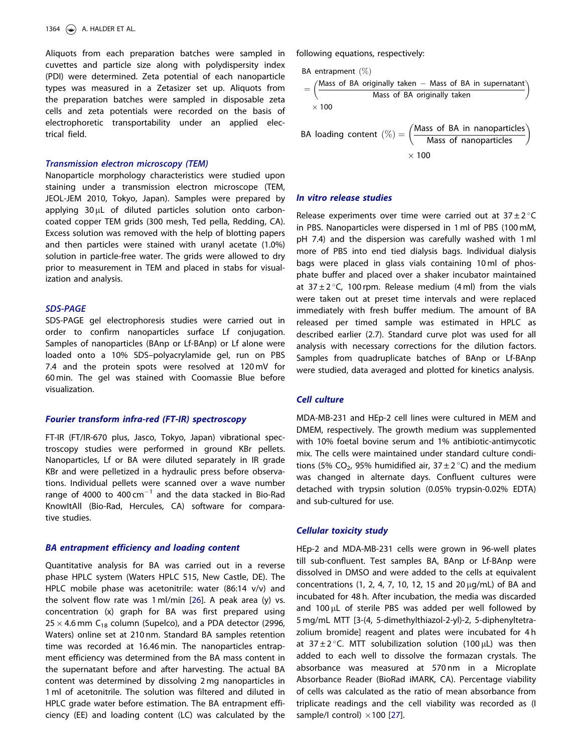Aliquots from each preparation batches were sampled in cuvettes and particle size along with polydispersity index (PDI) were determined. Zeta potential of each nanoparticle types was measured in a Zetasizer set up. Aliquots from the preparation batches were sampled in disposable zeta cells and zeta potentials were recorded on the basis of electrophoretic transportability under an applied electrical field.

### Transmission electron microscopy (TEM)

Nanoparticle morphology characteristics were studied upon staining under a transmission electron microscope (TEM, JEOL-JEM 2010, Tokyo, Japan). Samples were prepared by applying 30 μL of diluted particles solution onto carbon-coated copper TEM grids (300 mesh, Ted pella, Redding, CA). Excess solution was removed with the help of blotting papers and then particles were stained with uranyl acetate (1.0%) solution in particle-free water. The grids were allowed to dry prior to measurement in TEM and placed in stabs for visualization and analysis.

### SDS-PAGE

SDS-PAGE gel electrophoresis studies were carried out in order to confirm nanoparticles surface Lf conjugation. Samples of nanoparticles (BAnp or Lf-BAnp) or Lf alone were loaded onto a 10% SDS–polyacrylamide gel, run on PBS 7.4 and the protein spots were resolved at 120 mV for 60 min. The gel was stained with Coomassie Blue before visualization.

### Fourier transform infra-red (FT-IR) spectroscopy

FT-IR (FT/IR-670 plus, Jasco, Tokyo, Japan) vibrational spectroscopy studies were performed in ground KBr pellets. Nanoparticles, Lf or BA were diluted separately in IR grade KBr and were pelletized in a hydraulic press before observations. Individual pellets were scanned over a wave number range of 4000 to 400 $cm^{-1}$ and the data stacked in Bio-Rad KnowItAll (Bio-Rad, Hercules, CA) software for comparative studies.

### BA entrapment efficiency and loading content

Quantitative analysis for BA was carried out in a reverse phase HPLC system (Waters HPLC 515, New Castle, DE). The HPLC mobile phase was acetonitrile: water (86:14 v/v) and the solvent flow rate was 1 ml/min [26]. A peak area (y) vs. concentration (x) graph for BA was first prepared using 25 × 4.6 mm $C_{18}$ column (Supelco), and a PDA detector (2996, Waters) online set at 210 nm. Standard BA samples retention time was recorded at 16.46 min. The nanoparticles entrapment efficiency was determined from the BA mass content in the supernatant before and after harvesting. The actual BA content was determined by dissolving 2 mg nanoparticles in 1 ml of acetonitrile. The solution was filtered and diluted in HPLC grade water before estimation. The BA entrapment efficiency (EE) and loading content (LC) was calculated by the following equations, respectively:

$$\text{BA entrapment } (\%) = \left(\frac{\text{Mass of BA originally taken} - \text{Mass of BA in supernatant}}{\text{Mass of BA originally taken}}\right) \times 100$$

$$\text{BA loading content } (\%) = \left(\frac{\text{Mass of BA in nanoparticles}}{\text{Mass of nanoparticles}}\right) \times 100$$

### In vitro release studies

Release experiments over time were carried out at 37 ± 2 °C in PBS. Nanoparticles were dispersed in 1 ml of PBS (100 mM, pH 7.4) and the dispersion was carefully washed with 1 ml more of PBS into end tied dialysis bags. Individual dialysis bags were placed in glass vials containing 10 ml of phosphate buffer and placed over a shaker incubator maintained at 37 ± 2 °C, 100 rpm. Release medium (4 ml) from the vials were taken out at preset time intervals and were replaced immediately with fresh buffer medium. The amount of BA released per timed sample was estimated in HPLC as described earlier (2.7). Standard curve plot was used for all analysis with necessary corrections for the dilution factors. Samples from quadruplicate batches of BAnp or Lf-BAnp were studied, data averaged and plotted for kinetics analysis.

### Cell culture

MDA-MB-231 and HEp-2 cell lines were cultured in MEM and DMEM, respectively. The growth medium was supplemented with 10% foetal bovine serum and 1% antibiotic-antimycotic mix. The cells were maintained under standard culture conditions (5% $CO_2$, 95% humidified air, 37 ± 2 °C) and the medium was changed in alternate days. Confluent cultures were detached with trypsin solution (0.05% trypsin-0.02% EDTA) and sub-cultured for use.

### Cellular toxicity study

HEp-2 and MDA-MB-231 cells were grown in 96-well plates till sub-confluent. Test samples BA, BAnp or Lf-BAnp were dissolved in DMSO and were added to the cells at equivalent concentrations (1, 2, 4, 7, 10, 12, 15 and 20 μg/mL) of BA and incubated for 48 h. After incubation, the media was discarded and 100 μL of sterile PBS was added per well followed by 5 mg/mL MTT [3-(4, 5-dimethylthiazol-2-yl)-2, 5-diphenyltetrazolium bromide] reagent and plates were incubated for 4 h at 37 ± 2 °C. MTT solubilization solution (100 μL) was then added to each well to dissolve the formazan crystals. The absorbance was measured at 570 nm in a Microplate Absorbance Reader (BioRad iMARK, CA). Percentage viability of cells was calculated as the ratio of mean absorbance from triplicate readings and the cell viability was recorded as (I sample/I control) × 100 [27].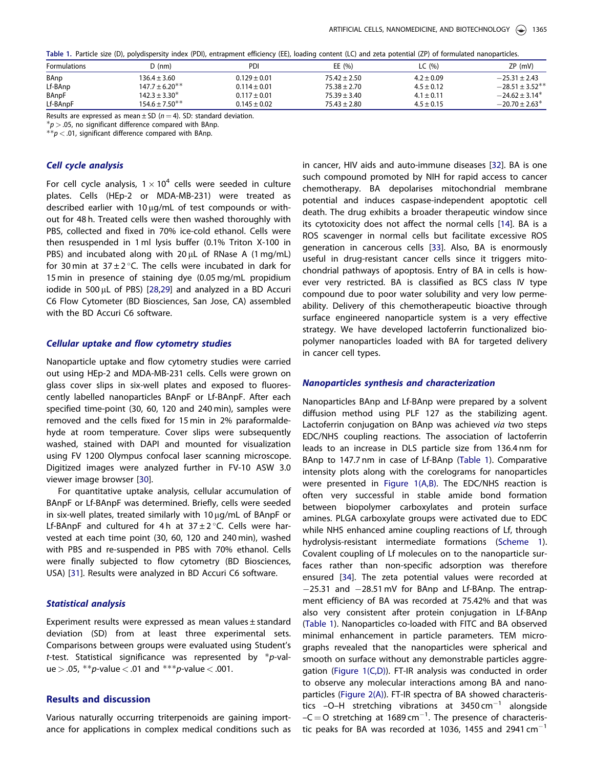**Table 1.** Particle size (D), polydispersity index (PDI), entrapment efficiency (EE), loading content (LC) and zeta potential (ZP) of formulated nanoparticles.

| Formulations | D (nm) | PDI | EE (%) | LC (%) | ZP (mV) |
|---|---|---|---|---|---|
| BAnp | 136.4 ± 3.60 | 0.129 ± 0.01 | 75.42 ± 2.50 | 4.2 ± 0.09 | −25.31 ± 2.43 |
| Lf-BAnp | 147.7 ± 6.20** | 0.114 ± 0.01 | 75.38 ± 2.70 | 4.5 ± 0.12 | −28.51 ± 3.52** |
| BAnpF | 142.3 ± 3.30* | 0.117 ± 0.01 | 75.39 ± 3.40 | 4.1 ± 0.11 | −24.62 ± 3.14* |
| Lf-BAnpF | 154.6 ± 7.50** | 0.145 ± 0.02 | 75.43 ± 2.80 | 4.5 ± 0.15 | −20.70 ± 2.63* |

Results are expressed as mean ± SD ($n = 4$). SD: standard deviation.
*$p > .05$, no significant difference compared with BAnp.
**$p < .01$, significant difference compared with BAnp.

### *Cell cycle analysis*

For cell cycle analysis, $1 \times 10^4$ cells were seeded in culture plates. Cells (HEp-2 or MDA-MB-231) were treated as described earlier with 10 µg/mL of test compounds or without for 48 h. Treated cells were then washed thoroughly with PBS, collected and fixed in 70% ice-cold ethanol. Cells were then resuspended in 1 ml lysis buffer (0.1% Triton X-100 in PBS) and incubated along with 20 µL of RNase A (1 mg/mL) for 30 min at 37 ± 2 °C. The cells were incubated in dark for 15 min in presence of staining dye (0.05 mg/mL propidium iodide in 500 µL of PBS) [28,29] and analyzed in a BD Accuri C6 Flow Cytometer (BD Biosciences, San Jose, CA) assembled with the BD Accuri C6 software.

### *Cellular uptake and flow cytometry studies*

Nanoparticle uptake and flow cytometry studies were carried out using HEp-2 and MDA-MB-231 cells. Cells were grown on glass cover slips in six-well plates and exposed to fluorescently labelled nanoparticles BAnpF or Lf-BAnpF. After each specified time-point (30, 60, 120 and 240 min), samples were removed and the cells fixed for 15 min in 2% paraformaldehyde at room temperature. Cover slips were subsequently washed, stained with DAPI and mounted for visualization using FV 1200 Olympus confocal laser scanning microscope. Digitized images were analyzed further in FV-10 ASW 3.0 viewer image browser [30].

For quantitative uptake analysis, cellular accumulation of BAnpF or Lf-BAnpF was determined. Briefly, cells were seeded in six-well plates, treated similarly with 10 µg/mL of BAnpF or Lf-BAnpF and cultured for 4 h at 37 ± 2 °C. Cells were harvested at each time point (30, 60, 120 and 240 min), washed with PBS and re-suspended in PBS with 70% ethanol. Cells were finally subjected to flow cytometry (BD Biosciences, USA) [31]. Results were analyzed in BD Accuri C6 software.

### *Statistical analysis*

Experiment results were expressed as mean values ± standard deviation (SD) from at least three experimental sets. Comparisons between groups were evaluated using Student's *t*-test. Statistical significance was represented by *$p$-value > .05, **$p$-value < .01 and ***$p$-value < .001.

## Results and discussion

Various naturally occurring triterpenoids are gaining importance for applications in complex medical conditions such as in cancer, HIV aids and auto-immune diseases [32]. BA is one such compound promoted by NIH for rapid access to cancer chemotherapy. BA depolarises mitochondrial membrane potential and induces caspase-independent apoptotic cell death. The drug exhibits a broader therapeutic window since its cytotoxicity does not affect the normal cells [14]. BA is a ROS scavenger in normal cells but facilitate excessive ROS generation in cancerous cells [33]. Also, BA is enormously useful in drug-resistant cancer cells since it triggers mitochondrial pathways of apoptosis. Entry of BA in cells is however very restricted. BA is classified as BCS class IV type compound due to poor water solubility and very low permeability. Delivery of this chemotherapeutic bioactive through surface engineered nanoparticle system is a very effective strategy. We have developed lactoferrin functionalized biopolymer nanoparticles loaded with BA for targeted delivery in cancer cell types.

### *Nanoparticles synthesis and characterization*

Nanoparticles BAnp and Lf-BAnp were prepared by a solvent diffusion method using PLF 127 as the stabilizing agent. Lactoferrin conjugation on BAnp was achieved *via* two steps EDC/NHS coupling reactions. The association of lactoferrin leads to an increase in DLS particle size from 136.4 nm for BAnp to 147.7 nm in case of Lf-BAnp (Table 1). Comparative intensity plots along with the corelograms for nanoparticles were presented in Figure 1(A,B). The EDC/NHS reaction is often very successful in stable amide bond formation between biopolymer carboxylates and protein surface amines. PLGA carboxylate groups were activated due to EDC while NHS enhanced amine coupling reactions of Lf, through hydrolysis-resistant intermediate formations (Scheme 1). Covalent coupling of Lf molecules on to the nanoparticle surfaces rather than non-specific adsorption was therefore ensured [34]. The zeta potential values were recorded at −25.31 and −28.51 mV for BAnp and Lf-BAnp. The entrapment efficiency of BA was recorded at 75.42% and that was also very consistent after protein conjugation in Lf-BAnp (Table 1). Nanoparticles co-loaded with FITC and BA observed minimal enhancement in particle parameters. TEM micrographs revealed that the nanoparticles were spherical and smooth on surface without any demonstrable particles aggregation (Figure 1(C,D)). FT-IR analysis was conducted in order to observe any molecular interactions among BA and nanoparticles (Figure 2(A)). FT-IR spectra of BA showed characteristics –O–H stretching vibrations at 3450 $cm^{-1}$ alongside –C=O stretching at 1689 $cm^{-1}$. The presence of characteristic peaks for BA was recorded at 1036, 1455 and 2941 $cm^{-1}$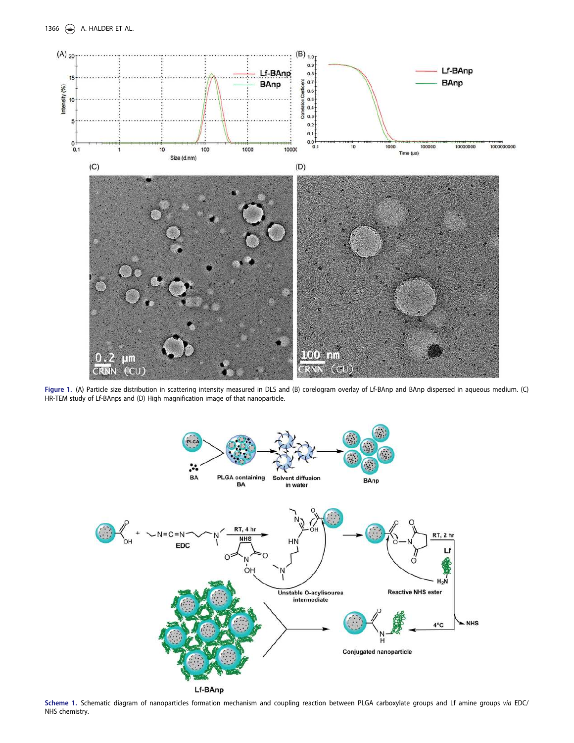Figure 1. (A) Particle size distribution in scattering intensity measured in DLS and (B) corelogram overlay of Lf-BAnp and BAnp dispersed in aqueous medium. (C) HR-TEM study of Lf-BAnps and (D) High magnification image of that nanoparticle.

Scheme 1. Schematic diagram of nanoparticles formation mechanism and coupling reaction between PLGA carboxylate groups and Lf amine groups *via* EDC/NHS chemistry.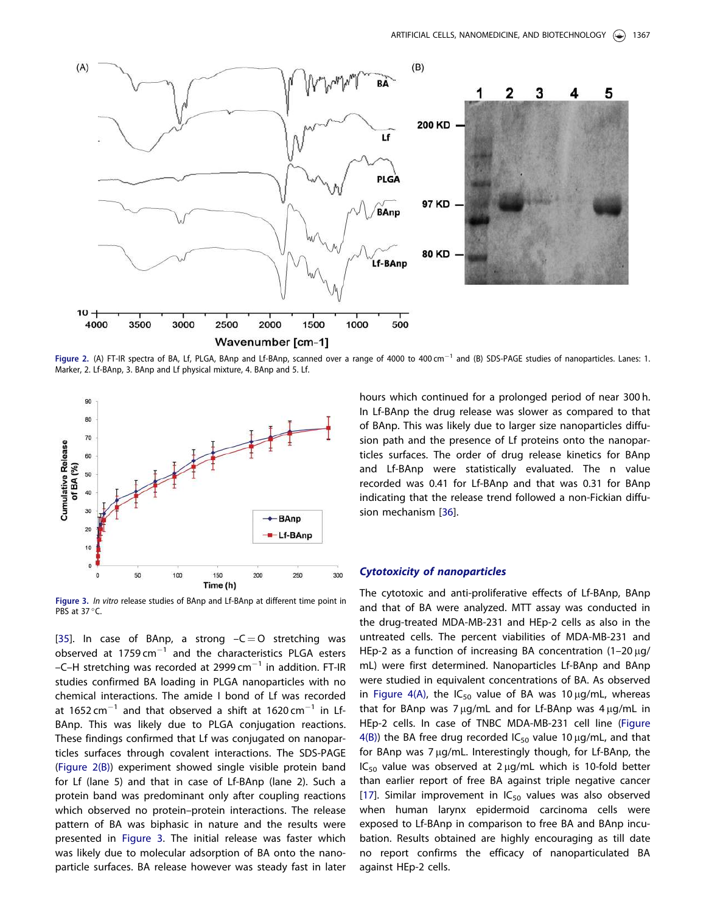Figure 2. (A) FT-IR spectra of BA, Lf, PLGA, BAnp and Lf-BAnp, scanned over a range of 4000 to 400 $cm^{-1}$ and (B) SDS-PAGE studies of nanoparticles. Lanes: 1. Marker, 2. Lf-BAnp, 3. BAnp and Lf physical mixture, 4. BAnp and 5. Lf.

Figure 3. *In vitro* release studies of BAnp and Lf-BAnp at different time point in PBS at 37 °C.

[35]. In case of BAnp, a strong –C=O stretching was observed at 1759 $cm^{-1}$ and the characteristics PLGA esters –C–H stretching was recorded at 2999 $cm^{-1}$ in addition. FT-IR studies confirmed BA loading in PLGA nanoparticles with no chemical interactions. The amide I bond of Lf was recorded at 1652 $cm^{-1}$ and that observed a shift at 1620 $cm^{-1}$ in Lf-BAnp. This was likely due to PLGA conjugation reactions. These findings confirmed that Lf was conjugated on nanoparticles surfaces through covalent interactions. The SDS-PAGE (Figure 2(B)) experiment showed single visible protein band for Lf (lane 5) and that in case of Lf-BAnp (lane 2). Such a protein band was predominant only after coupling reactions which observed no protein–protein interactions. The release pattern of BA was biphasic in nature and the results were presented in Figure 3. The initial release was faster which was likely due to molecular adsorption of BA onto the nanoparticle surfaces. BA release however was steady fast in later hours which continued for a prolonged period of near 300 h. In Lf-BAnp the drug release was slower as compared to that of BAnp. This was likely due to larger size nanoparticles diffusion path and the presence of Lf proteins onto the nanoparticles surfaces. The order of drug release kinetics for BAnp and Lf-BAnp were statistically evaluated. The n value recorded was 0.41 for Lf-BAnp and that was 0.31 for BAnp indicating that the release trend followed a non-Fickian diffusion mechanism [36].

### *Cytotoxicity of nanoparticles*

The cytotoxic and anti-proliferative effects of Lf-BAnp, BAnp and that of BA were analyzed. MTT assay was conducted in the drug-treated MDA-MB-231 and HEp-2 cells as also in the untreated cells. The percent viabilities of MDA-MB-231 and HEp-2 as a function of increasing BA concentration (1–20 μg/mL) were first determined. Nanoparticles Lf-BAnp and BAnp were studied in equivalent concentrations of BA. As observed in Figure 4(A), the $IC_{50}$ value of BA was 10 μg/mL, whereas that for BAnp was 7 μg/mL and for Lf-BAnp was 4 μg/mL in HEp-2 cells. In case of TNBC MDA-MB-231 cell line (Figure 4(B)) the BA free drug recorded $IC_{50}$ value 10 μg/mL, and that for BAnp was 7 μg/mL. Interestingly though, for Lf-BAnp, the $IC_{50}$ value was observed at 2 μg/mL which is 10-fold better than earlier report of free BA against triple negative cancer [17]. Similar improvement in $IC_{50}$ values was also observed when human larynx epidermoid carcinoma cells were exposed to Lf-BAnp in comparison to free BA and BAnp incubation. Results obtained are highly encouraging as till date no report confirms the efficacy of nanoparticulated BA against HEp-2 cells.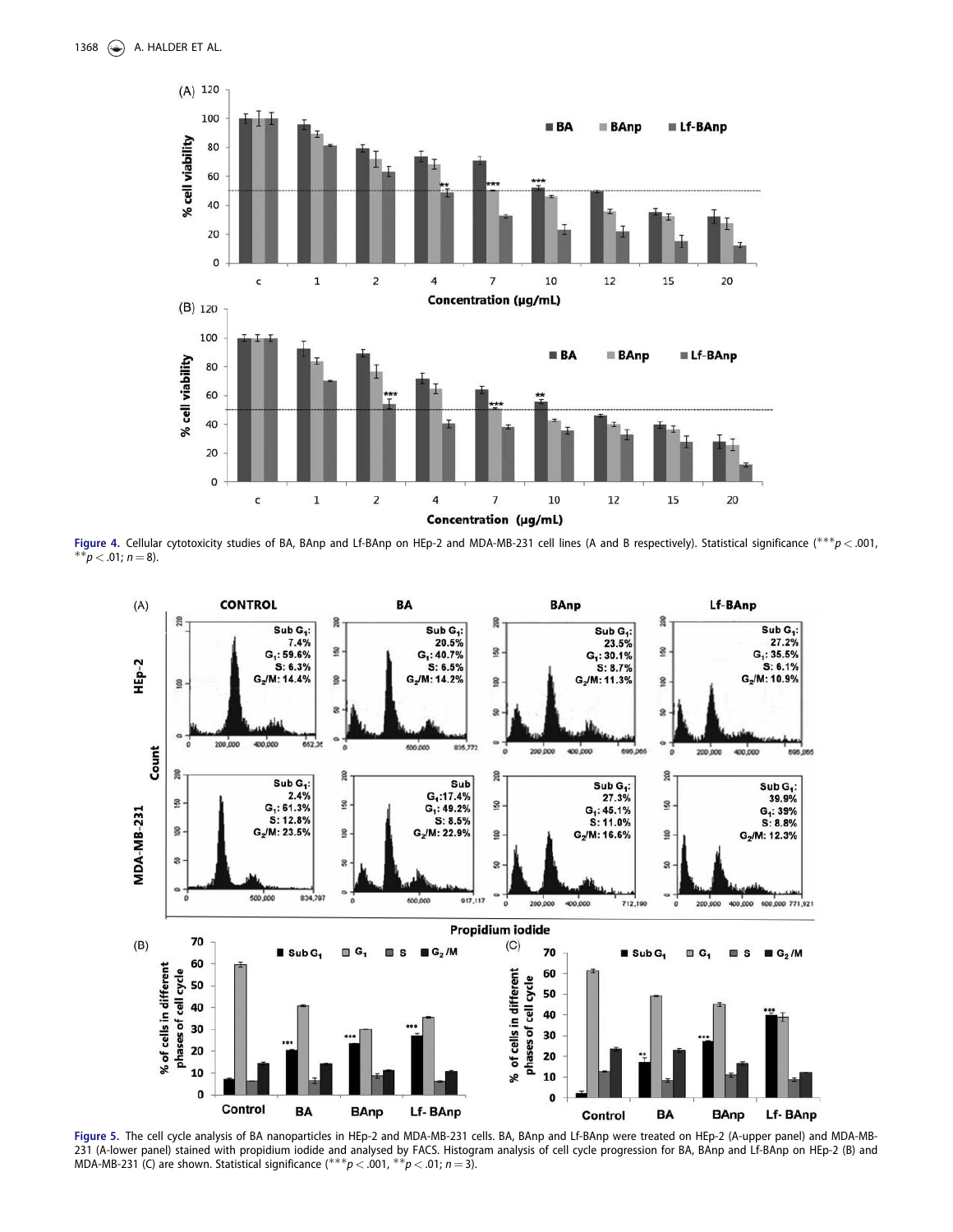Figure 4. Cellular cytotoxicity studies of BA, BAnp and Lf-BAnp on HEp-2 and MDA-MB-231 cell lines (A and B respectively). Statistical significance ($^{***}p < .001$, $^{**}p < .01$; $n = 8$).

Figure 5. The cell cycle analysis of BA nanoparticles in HEp-2 and MDA-MB-231 cells. BA, BAnp and Lf-BAnp were treated on HEp-2 (A-upper panel) and MDA-MB-231 (A-lower panel) stained with propidium iodide and analysed by FACS. Histogram analysis of cell cycle progression for BA, BAnp and Lf-BAnp on HEp-2 (B) and MDA-MB-231 (C) are shown. Statistical significance ($^{***}p < .001$, $^{**}p < .01$; $n = 3$).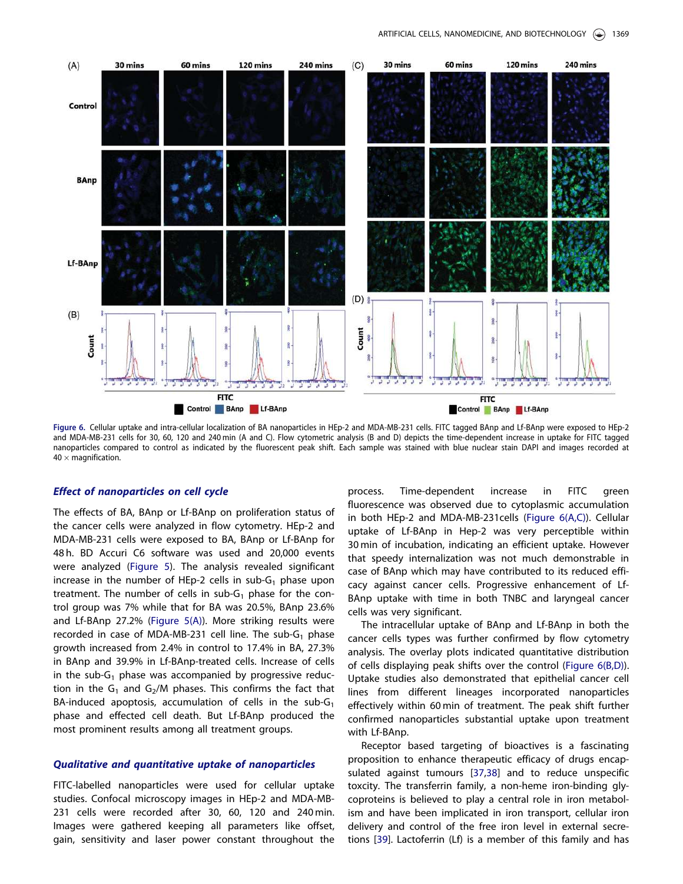Figure 6. Cellular uptake and intra-cellular localization of BA nanoparticles in HEp-2 and MDA-MB-231 cells. FITC tagged BAnp and Lf-BAnp were exposed to HEp-2 and MDA-MB-231 cells for 30, 60, 120 and 240 min (A and C). Flow cytometric analysis (B and D) depicts the time-dependent increase in uptake for FITC tagged nanoparticles compared to control as indicated by the fluorescent peak shift. Each sample was stained with blue nuclear stain DAPI and images recorded at 40 × magnification.

### *Effect of nanoparticles on cell cycle*

The effects of BA, BAnp or Lf-BAnp on proliferation status of the cancer cells were analyzed in flow cytometry. HEp-2 and MDA-MB-231 cells were exposed to BA, BAnp or Lf-BAnp for 48 h. BD Accuri C6 software was used and 20,000 events were analyzed (Figure 5). The analysis revealed significant increase in the number of HEp-2 cells in sub-$G_1$ phase upon treatment. The number of cells in sub-$G_1$ phase for the control group was 7% while that for BA was 20.5%, BAnp 23.6% and Lf-BAnp 27.2% (Figure 5(A)). More striking results were recorded in case of MDA-MB-231 cell line. The sub-$G_1$ phase growth increased from 2.4% in control to 17.4% in BA, 27.3% in BAnp and 39.9% in Lf-BAnp-treated cells. Increase of cells in the sub-$G_1$ phase was accompanied by progressive reduction in the $G_1$ and $G_2$/M phases. This confirms the fact that BA-induced apoptosis, accumulation of cells in the sub-$G_1$ phase and effected cell death. But Lf-BAnp produced the most prominent results among all treatment groups.

### *Qualitative and quantitative uptake of nanoparticles*

FITC-labelled nanoparticles were used for cellular uptake studies. Confocal microscopy images in HEp-2 and MDA-MB-231 cells were recorded after 30, 60, 120 and 240 min. Images were gathered keeping all parameters like offset, gain, sensitivity and laser power constant throughout the process. Time-dependent increase in FITC green fluorescence was observed due to cytoplasmic accumulation in both HEp-2 and MDA-MB-231cells (Figure 6(A,C)). Cellular uptake of Lf-BAnp in Hep-2 was very perceptible within 30 min of incubation, indicating an efficient uptake. However that speedy internalization was not much demonstrable in case of BAnp which may have contributed to its reduced efficacy against cancer cells. Progressive enhancement of Lf-BAnp uptake with time in both TNBC and laryngeal cancer cells was very significant.

The intracellular uptake of BAnp and Lf-BAnp in both the cancer cells types was further confirmed by flow cytometry analysis. The overlay plots indicated quantitative distribution of cells displaying peak shifts over the control (Figure 6(B,D)). Uptake studies also demonstrated that epithelial cancer cell lines from different lineages incorporated nanoparticles effectively within 60 min of treatment. The peak shift further confirmed nanoparticles substantial uptake upon treatment with Lf-BAnp.

Receptor based targeting of bioactives is a fascinating proposition to enhance therapeutic efficacy of drugs encapsulated against tumours [37,38] and to reduce unspecific toxcity. The transferrin family, a non-heme iron-binding glycoproteins is believed to play a central role in iron metabolism and have been implicated in iron transport, cellular iron delivery and control of the free iron level in external secretions [39]. Lactoferrin (Lf) is a member of this family and has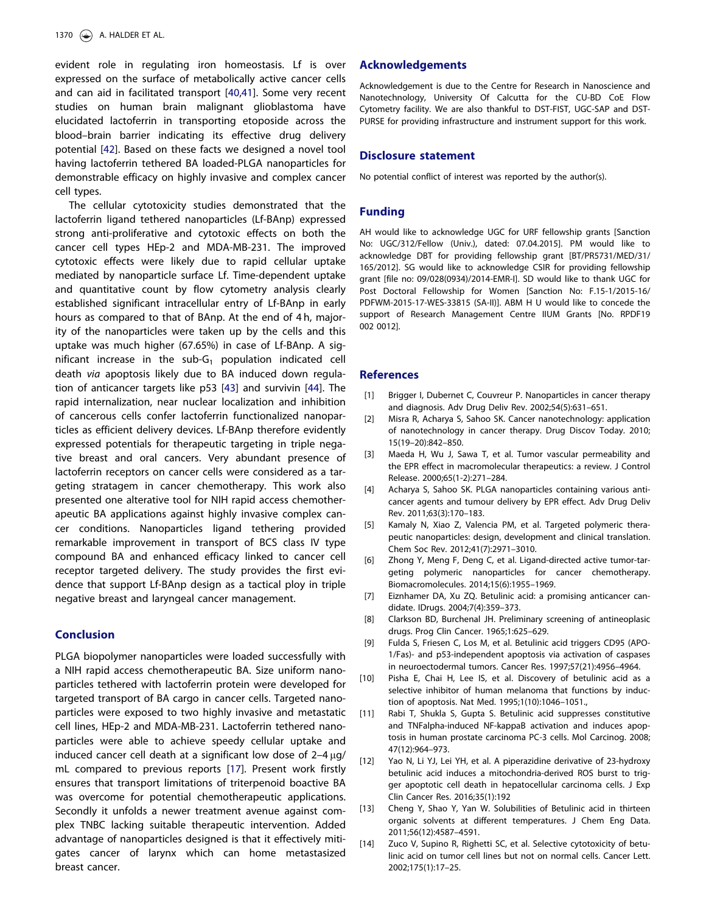evident role in regulating iron homeostasis. Lf is over expressed on the surface of metabolically active cancer cells and can aid in facilitated transport [40,41]. Some very recent studies on human brain malignant glioblastoma have elucidated lactoferrin in transporting etoposide across the blood–brain barrier indicating its effective drug delivery potential [42]. Based on these facts we designed a novel tool having lactoferrin tethered BA loaded-PLGA nanoparticles for demonstrable efficacy on highly invasive and complex cancer cell types.

The cellular cytotoxicity studies demonstrated that the lactoferrin ligand tethered nanoparticles (Lf-BAnp) expressed strong anti-proliferative and cytotoxic effects on both the cancer cell types HEp-2 and MDA-MB-231. The improved cytotoxic effects were likely due to rapid cellular uptake mediated by nanoparticle surface Lf. Time-dependent uptake and quantitative count by flow cytometry analysis clearly established significant intracellular entry of Lf-BAnp in early hours as compared to that of BAnp. At the end of 4 h, majority of the nanoparticles were taken up by the cells and this uptake was much higher (67.65%) in case of Lf-BAnp. A significant increase in the sub-$G_1$ population indicated cell death *via* apoptosis likely due to BA induced down regulation of anticancer targets like p53 [43] and survivin [44]. The rapid internalization, near nuclear localization and inhibition of cancerous cells confer lactoferrin functionalized nanoparticles as efficient delivery devices. Lf-BAnp therefore evidently expressed potentials for therapeutic targeting in triple negative breast and oral cancers. Very abundant presence of lactoferrin receptors on cancer cells were considered as a targeting stratagem in cancer chemotherapy. This work also presented one alterative tool for NIH rapid access chemotherapeutic BA applications against highly invasive complex cancer conditions. Nanoparticles ligand tethering provided remarkable improvement in transport of BCS class IV type compound BA and enhanced efficacy linked to cancer cell receptor targeted delivery. The study provides the first evidence that support Lf-BAnp design as a tactical ploy in triple negative breast and laryngeal cancer management.

## Conclusion

PLGA biopolymer nanoparticles were loaded successfully with a NIH rapid access chemotherapeutic BA. Size uniform nanoparticles tethered with lactoferrin protein were developed for targeted transport of BA cargo in cancer cells. Targeted nanoparticles were exposed to two highly invasive and metastatic cell lines, HEp-2 and MDA-MB-231. Lactoferrin tethered nanoparticles were able to achieve speedy cellular uptake and induced cancer cell death at a significant low dose of 2–4 μg/mL compared to previous reports [17]. Present work firstly ensures that transport limitations of triterpenoid boactive BA was overcome for potential chemotherapeutic applications. Secondly it unfolds a newer treatment avenue against complex TNBC lacking suitable therapeutic intervention. Added advantage of nanoparticles designed is that it effectively mitigates cancer of larynx which can home metastasized breast cancer.

## Acknowledgements

Acknowledgement is due to the Centre for Research in Nanoscience and Nanotechnology, University Of Calcutta for the CU-BD CoE Flow Cytometry facility. We are also thankful to DST-FIST, UGC-SAP and DST-PURSE for providing infrastructure and instrument support for this work.

## Disclosure statement

No potential conflict of interest was reported by the author(s).

## Funding

AH would like to acknowledge UGC for URF fellowship grants [Sanction No: UGC/312/Fellow (Univ.), dated: 07.04.2015]. PM would like to acknowledge DBT for providing fellowship grant [BT/PR5731/MED/31/165/2012]. SG would like to acknowledge CSIR for providing fellowship grant [file no: 09/028(0934)/2014-EMR-I]. SD would like to thank UGC for Post Doctoral Fellowship for Women [Sanction No: F.15-1/2015-16/PDFWM-2015-17-WES-33815 (SA-II)]. ABM H U would like to concede the support of Research Management Centre IIUM Grants [No. RPDF19 002 0012].

## References

[1] Brigger I, Dubernet C, Couvreur P. Nanoparticles in cancer therapy and diagnosis. Adv Drug Deliv Rev. 2002;54(5):631–651.

[2] Misra R, Acharya S, Sahoo SK. Cancer nanotechnology: application of nanotechnology in cancer therapy. Drug Discov Today. 2010;15(19–20):842–850.

[3] Maeda H, Wu J, Sawa T, et al. Tumor vascular permeability and the EPR effect in macromolecular therapeutics: a review. J Control Release. 2000;65(1-2):271–284.

[4] Acharya S, Sahoo SK. PLGA nanoparticles containing various anticancer agents and tumour delivery by EPR effect. Adv Drug Deliv Rev. 2011;63(3):170–183.

[5] Kamaly N, Xiao Z, Valencia PM, et al. Targeted polymeric therapeutic nanoparticles: design, development and clinical translation. Chem Soc Rev. 2012;41(7):2971–3010.

[6] Zhong Y, Meng F, Deng C, et al. Ligand-directed active tumor-targeting polymeric nanoparticles for cancer chemotherapy. Biomacromolecules. 2014;15(6):1955–1969.

[7] Eiznhamer DA, Xu ZQ. Betulinic acid: a promising anticancer candidate. IDrugs. 2004;7(4):359–373.

[8] Clarkson BD, Burchenal JH. Preliminary screening of antineoplasic drugs. Prog Clin Cancer. 1965;1:625–629.

[9] Fulda S, Friesen C, Los M, et al. Betulinic acid triggers CD95 (APO-1/Fas)- and p53-independent apoptosis via activation of caspases in neuroectodermal tumors. Cancer Res. 1997;57(21):4956–4964.

[10] Pisha E, Chai H, Lee IS, et al. Discovery of betulinic acid as a selective inhibitor of human melanoma that functions by induction of apoptosis. Nat Med. 1995;1(10):1046–1051.,

[11] Rabi T, Shukla S, Gupta S. Betulinic acid suppresses constitutive and TNFalpha-induced NF-kappaB activation and induces apoptosis in human prostate carcinoma PC-3 cells. Mol Carcinog. 2008;47(12):964–973.

[12] Yao N, Li YJ, Lei YH, et al. A piperazidine derivative of 23-hydroxy betulinic acid induces a mitochondria-derived ROS burst to trigger apoptotic cell death in hepatocellular carcinoma cells. J Exp Clin Cancer Res. 2016;35(1):192

[13] Cheng Y, Shao Y, Yan W. Solubilities of Betulinic acid in thirteen organic solvents at different temperatures. J Chem Eng Data. 2011;56(12):4587–4591.

[14] Zuco V, Supino R, Righetti SC, et al. Selective cytotoxicity of betulinic acid on tumor cell lines but not on normal cells. Cancer Lett. 2002;175(1):17–25.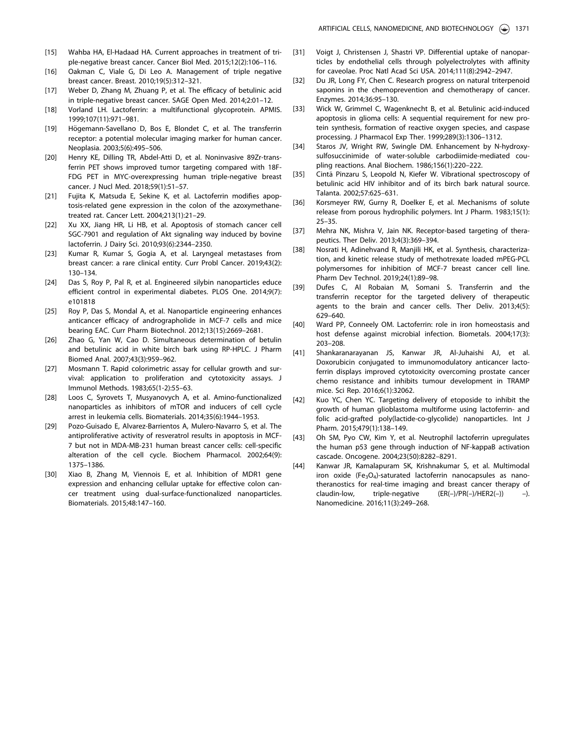[15] Wahba HA, El-Hadaad HA. Current approaches in treatment of triple-negative breast cancer. Cancer Biol Med. 2015;12(2):106–116.

[16] Oakman C, Viale G, Di Leo A. Management of triple negative breast cancer. Breast. 2010;19(5):312–321.

[17] Weber D, Zhang M, Zhuang P, et al. The efficacy of betulinic acid in triple-negative breast cancer. SAGE Open Med. 2014;2:01–12.

[18] Vorland LH. Lactoferrin: a multifunctional glycoprotein. APMIS. 1999;107(11):971–981.

[19] Högemann-Savellano D, Bos E, Blondet C, et al. The transferrin receptor: a potential molecular imaging marker for human cancer. Neoplasia. 2003;5(6):495–506.

[20] Henry KE, Dilling TR, Abdel-Atti D, et al. Noninvasive 89Zr-transferrin PET shows improved tumor targeting compared with 18F-FDG PET in MYC-overexpressing human triple-negative breast cancer. J Nucl Med. 2018;59(1):51–57.

[21] Fujita K, Matsuda E, Sekine K, et al. Lactoferrin modifies apoptosis-related gene expression in the colon of the azoxymethane-treated rat. Cancer Lett. 2004;213(1):21–29.

[22] Xu XX, Jiang HR, Li HB, et al. Apoptosis of stomach cancer cell SGC-7901 and regulation of Akt signaling way induced by bovine lactoferrin. J Dairy Sci. 2010;93(6):2344–2350.

[23] Kumar R, Kumar S, Gogia A, et al. Laryngeal metastases from breast cancer: a rare clinical entity. Curr Probl Cancer. 2019;43(2):130–134.

[24] Das S, Roy P, Pal R, et al. Engineered silybin nanoparticles educe efficient control in experimental diabetes. PLOS One. 2014;9(7):e101818

[25] Roy P, Das S, Mondal A, et al. Nanoparticle engineering enhances anticancer efficacy of andrographolide in MCF-7 cells and mice bearing EAC. Curr Pharm Biotechnol. 2012;13(15):2669–2681.

[26] Zhao G, Yan W, Cao D. Simultaneous determination of betulin and betulinic acid in white birch bark using RP-HPLC. J Pharm Biomed Anal. 2007;43(3):959–962.

[27] Mosmann T. Rapid colorimetric assay for cellular growth and survival: application to proliferation and cytotoxicity assays. J Immunol Methods. 1983;65(1-2):55–63.

[28] Loos C, Syrovets T, Musyanovych A, et al. Amino-functionalized nanoparticles as inhibitors of mTOR and inducers of cell cycle arrest in leukemia cells. Biomaterials. 2014;35(6):1944–1953.

[29] Pozo-Guisado E, Alvarez-Barrientos A, Mulero-Navarro S, et al. The antiproliferative activity of resveratrol results in apoptosis in MCF-7 but not in MDA-MB-231 human breast cancer cells: cell-specific alteration of the cell cycle. Biochem Pharmacol. 2002;64(9):1375–1386.

[30] Xiao B, Zhang M, Viennois E, et al. Inhibition of MDR1 gene expression and enhancing cellular uptake for effective colon cancer treatment using dual-surface-functionalized nanoparticles. Biomaterials. 2015;48:147–160.

[31] Voigt J, Christensen J, Shastri VP. Differential uptake of nanoparticles by endothelial cells through polyelectrolytes with affinity for caveolae. Proc Natl Acad Sci USA. 2014;111(8):2942–2947.

[32] Du JR, Long FY, Chen C. Research progress on natural triterpenoid saponins in the chemoprevention and chemotherapy of cancer. Enzymes. 2014;36:95–130.

[33] Wick W, Grimmel C, Wagenknecht B, et al. Betulinic acid-induced apoptosis in glioma cells: A sequential requirement for new protein synthesis, formation of reactive oxygen species, and caspase processing. J Pharmacol Exp Ther. 1999;289(3):1306–1312.

[34] Staros JV, Wright RW, Swingle DM. Enhancement by N-hydroxysulfosuccinimide of water-soluble carbodiimide-mediated coupling reactions. Anal Biochem. 1986;156(1):220–222.

[35] Cintă Pînzaru S, Leopold N, Kiefer W. Vibrational spectroscopy of betulinic acid HIV inhibitor and of its birch bark natural source. Talanta. 2002;57:625–631.

[36] Korsmeyer RW, Gurny R, Doelker E, et al. Mechanisms of solute release from porous hydrophilic polymers. Int J Pharm. 1983;15(1):25–35.

[37] Mehra NK, Mishra V, Jain NK. Receptor-based targeting of therapeutics. Ther Deliv. 2013;4(3):369–394.

[38] Nosrati H, Adinehvand R, Manjili HK, et al. Synthesis, characterization, and kinetic release study of methotrexate loaded mPEG-PCL polymersomes for inhibition of MCF-7 breast cancer cell line. Pharm Dev Technol. 2019;24(1):89–98.

[39] Dufes C, Al Robaian M, Somani S. Transferrin and the transferrin receptor for the targeted delivery of therapeutic agents to the brain and cancer cells. Ther Deliv. 2013;4(5):629–640.

[40] Ward PP, Conneely OM. Lactoferrin: role in iron homeostasis and host defense against microbial infection. Biometals. 2004;17(3):203–208.

[41] Shankaranarayanan JS, Kanwar JR, Al-Juhaishi AJ, et al. Doxorubicin conjugated to immunomodulatory anticancer lactoferrin displays improved cytotoxicity overcoming prostate cancer chemo resistance and inhibits tumour development in TRAMP mice. Sci Rep. 2016;6(1):32062.

[42] Kuo YC, Chen YC. Targeting delivery of etoposide to inhibit the growth of human glioblastoma multiforme using lactoferrin- and folic acid-grafted poly(lactide-co-glycolide) nanoparticles. Int J Pharm. 2015;479(1):138–149.

[43] Oh SM, Pyo CW, Kim Y, et al. Neutrophil lactoferrin upregulates the human p53 gene through induction of NF-kappaB activation cascade. Oncogene. 2004;23(50):8282–8291.

[44] Kanwar JR, Kamalapuram SK, Krishnakumar S, et al. Multimodal iron oxide ($Fe_3O_4$)-saturated lactoferrin nanocapsules as nanotheranostics for real-time imaging and breast cancer therapy of claudin-low, triple-negative (ER(–)/PR(–)/HER2(–)) –). Nanomedicine. 2016;11(3):249–268.